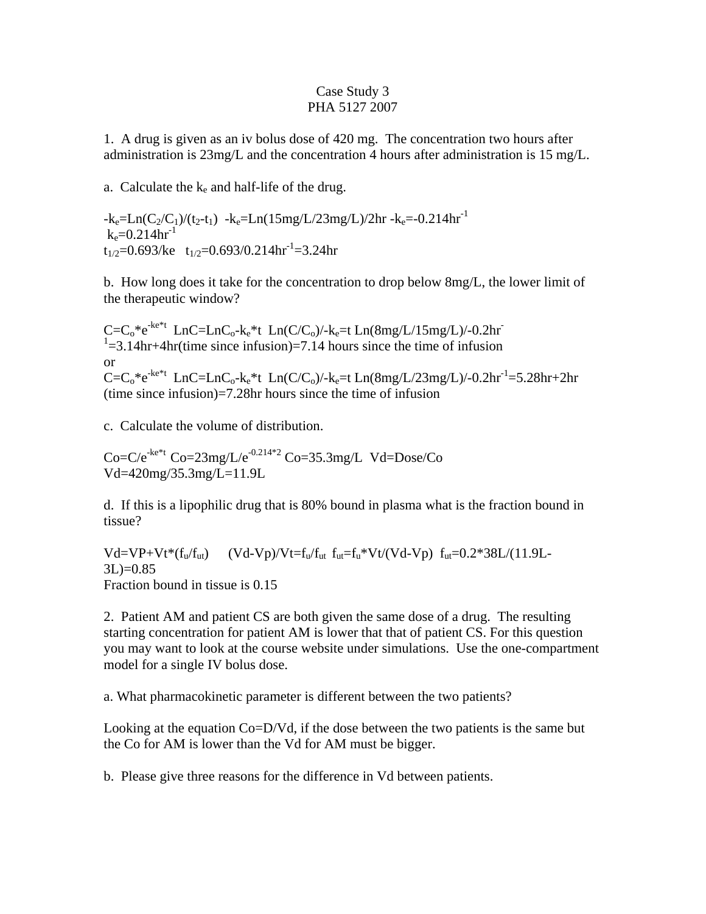# Case Study 3
## PHA 5127 2007

1. A drug is given as an iv bolus dose of 420 mg. The concentration two hours after administration is 23mg/L and the concentration 4 hours after administration is 15 mg/L.

a. Calculate the $k_e$ and half-life of the drug.

$-k_e=Ln(C_2/C_1)/(t_2-t_1)$ $-k_e=Ln(15mg/L/23mg/L)/2hr$ $-k_e=-0.214hr^{-1}$
$k_e=0.214hr^{-1}$
$t_{1/2}=0.693/ke$ $t_{1/2}=0.693/0.214hr^{-1}=3.24hr$

b. How long does it take for the concentration to drop below 8mg/L, the lower limit of the therapeutic window?

$C=C_o*e^{-ke*t}$ $LnC=LnC_o-k_e*t$ $Ln(C/C_o)/-k_e=t$ $Ln(8mg/L/15mg/L)/-0.2hr^{-1}=3.14hr+4hr$(time since infusion)=7.14 hours since the time of infusion
or
$C=C_o*e^{-ke*t}$ $LnC=LnC_o-k_e*t$ $Ln(C/C_o)/-k_e=t$ $Ln(8mg/L/23mg/L)/-0.2hr^{-1}=5.28hr+2hr$ (time since infusion)=7.28hr hours since the time of infusion

c. Calculate the volume of distribution.

$Co=C/e^{-ke*t}$ $Co=23mg/L/e^{-0.214*2}$ $Co=35.3mg/L$ $Vd=Dose/Co$
$Vd=420mg/35.3mg/L=11.9L$

d. If this is a lipophilic drug that is 80% bound in plasma what is the fraction bound in tissue?

$Vd=VP+Vt*(f_u/f_{ut})$ $(Vd-Vp)/Vt=f_u/f_{ut}$ $f_{ut}=f_u*Vt/(Vd-Vp)$ $f_{ut}=0.2*38L/(11.9L-3L)=0.85$
Fraction bound in tissue is 0.15

2. Patient AM and patient CS are both given the same dose of a drug. The resulting starting concentration for patient AM is lower that that of patient CS. For this question you may want to look at the course website under simulations. Use the one-compartment model for a single IV bolus dose.

a. What pharmacokinetic parameter is different between the two patients?

Looking at the equation Co=D/Vd, if the dose between the two patients is the same but the Co for AM is lower than the Vd for AM must be bigger.

b. Please give three reasons for the difference in Vd between patients.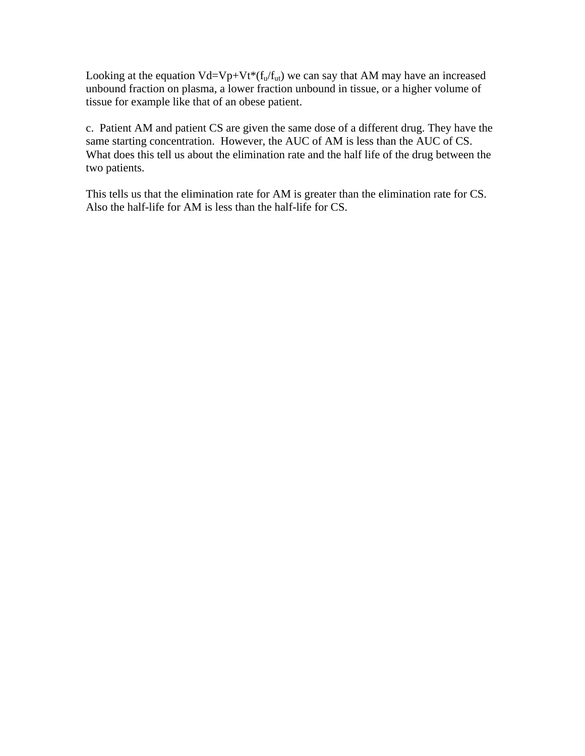Looking at the equation $Vd=Vp+Vt*(f_u/f_{ut})$ we can say that AM may have an increased unbound fraction on plasma, a lower fraction unbound in tissue, or a higher volume of tissue for example like that of an obese patient.

c. Patient AM and patient CS are given the same dose of a different drug. They have the same starting concentration. However, the AUC of AM is less than the AUC of CS. What does this tell us about the elimination rate and the half life of the drug between the two patients.

This tells us that the elimination rate for AM is greater than the elimination rate for CS. Also the half-life for AM is less than the half-life for CS.